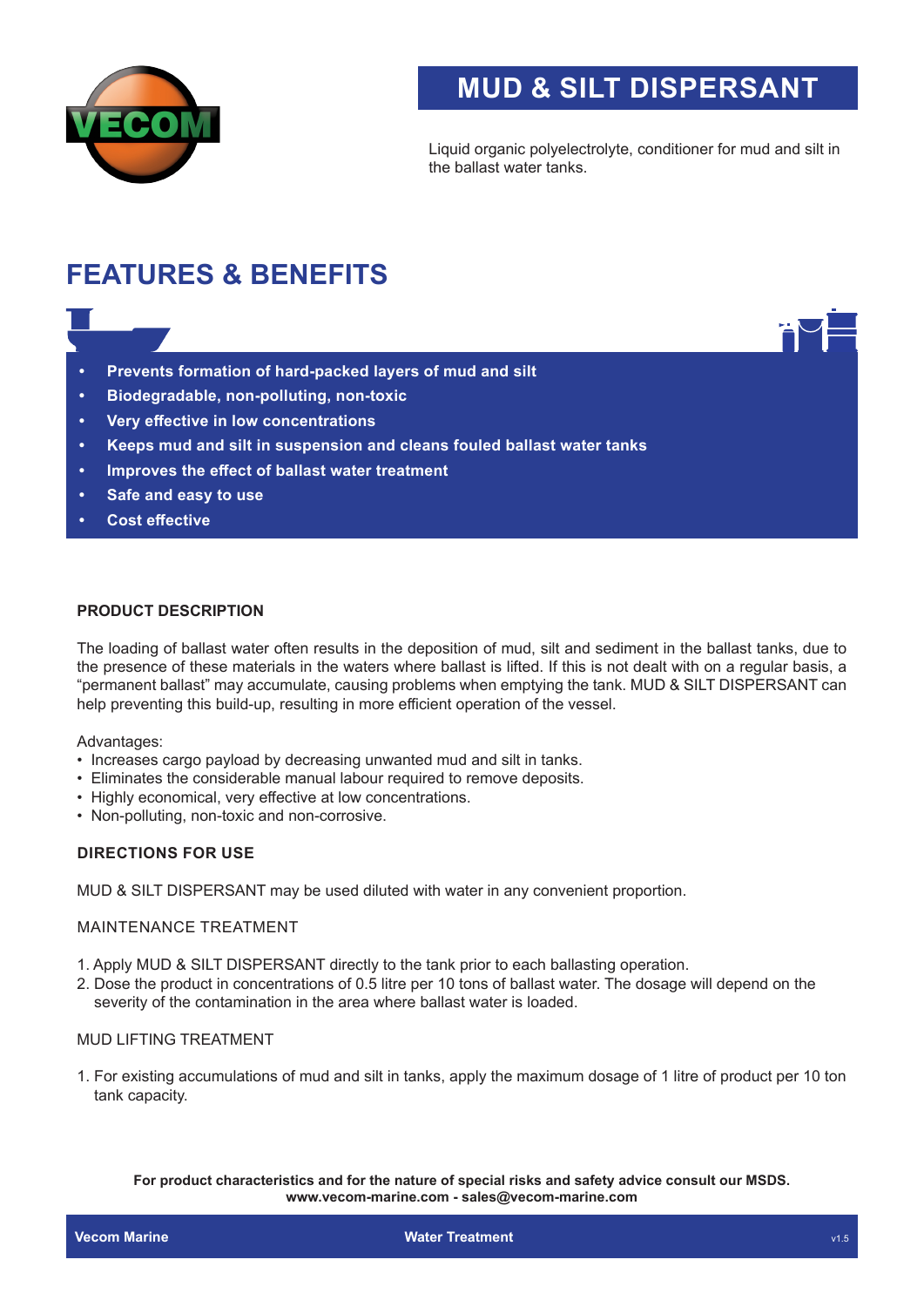# MUD & SILT DISPERSANT

Liquid organic polyelectrolyte, conditioner for mud and silt in the ballast water tanks.

## FEATURES & BENEFITS

- **Prevents formation of hard-packed layers of mud and silt**
- **Biodegradable, non-polluting, non-toxic**
- **Very effective in low concentrations**
- **Keeps mud and silt in suspension and cleans fouled ballast water tanks**
- **Improves the effect of ballast water treatment**
- **Safe and easy to use**
- **Cost effective**

### PRODUCT DESCRIPTION

The loading of ballast water often results in the deposition of mud, silt and sediment in the ballast tanks, due to the presence of these materials in the waters where ballast is lifted. If this is not dealt with on a regular basis, a "permanent ballast" may accumulate, causing problems when emptying the tank. MUD & SILT DISPERSANT can help preventing this build-up, resulting in more efficient operation of the vessel.

Advantages:
- Increases cargo payload by decreasing unwanted mud and silt in tanks.
- Eliminates the considerable manual labour required to remove deposits.
- Highly economical, very effective at low concentrations.
- Non-polluting, non-toxic and non-corrosive.

### DIRECTIONS FOR USE

MUD & SILT DISPERSANT may be used diluted with water in any convenient proportion.

MAINTENANCE TREATMENT

1. Apply MUD & SILT DISPERSANT directly to the tank prior to each ballasting operation.
2. Dose the product in concentrations of 0.5 litre per 10 tons of ballast water. The dosage will depend on the severity of the contamination in the area where ballast water is loaded.

MUD LIFTING TREATMENT

1. For existing accumulations of mud and silt in tanks, apply the maximum dosage of 1 litre of product per 10 ton tank capacity.

**For product characteristics and for the nature of special risks and safety advice consult our MSDS.**
**www.vecom-marine.com - sales@vecom-marine.com**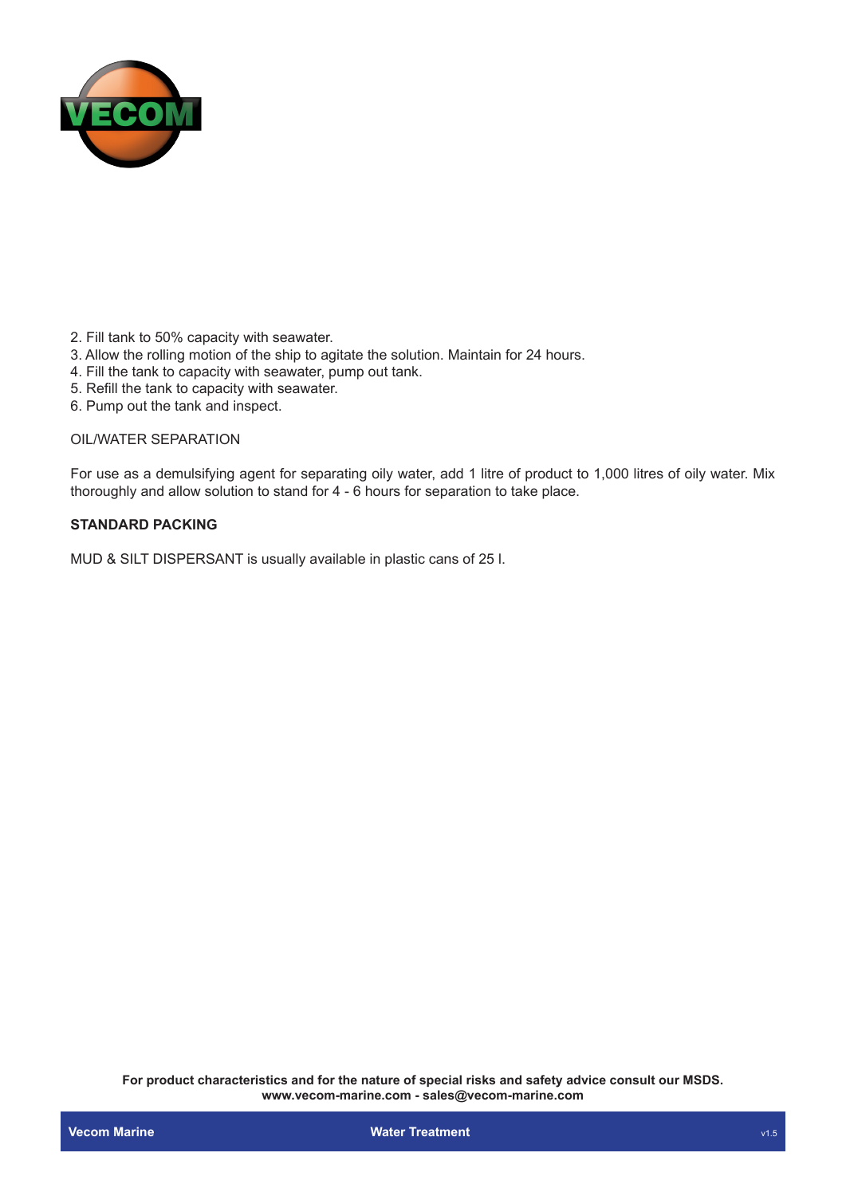2. Fill tank to 50% capacity with seawater.
3. Allow the rolling motion of the ship to agitate the solution. Maintain for 24 hours.
4. Fill the tank to capacity with seawater, pump out tank.
5. Refill the tank to capacity with seawater.
6. Pump out the tank and inspect.

OIL/WATER SEPARATION

For use as a demulsifying agent for separating oily water, add 1 litre of product to 1,000 litres of oily water. Mix thoroughly and allow solution to stand for 4 - 6 hours for separation to take place.

**STANDARD PACKING**

MUD & SILT DISPERSANT is usually available in plastic cans of 25 l.

**For product characteristics and for the nature of special risks and safety advice consult our MSDS.**
**www.vecom-marine.com - sales@vecom-marine.com**